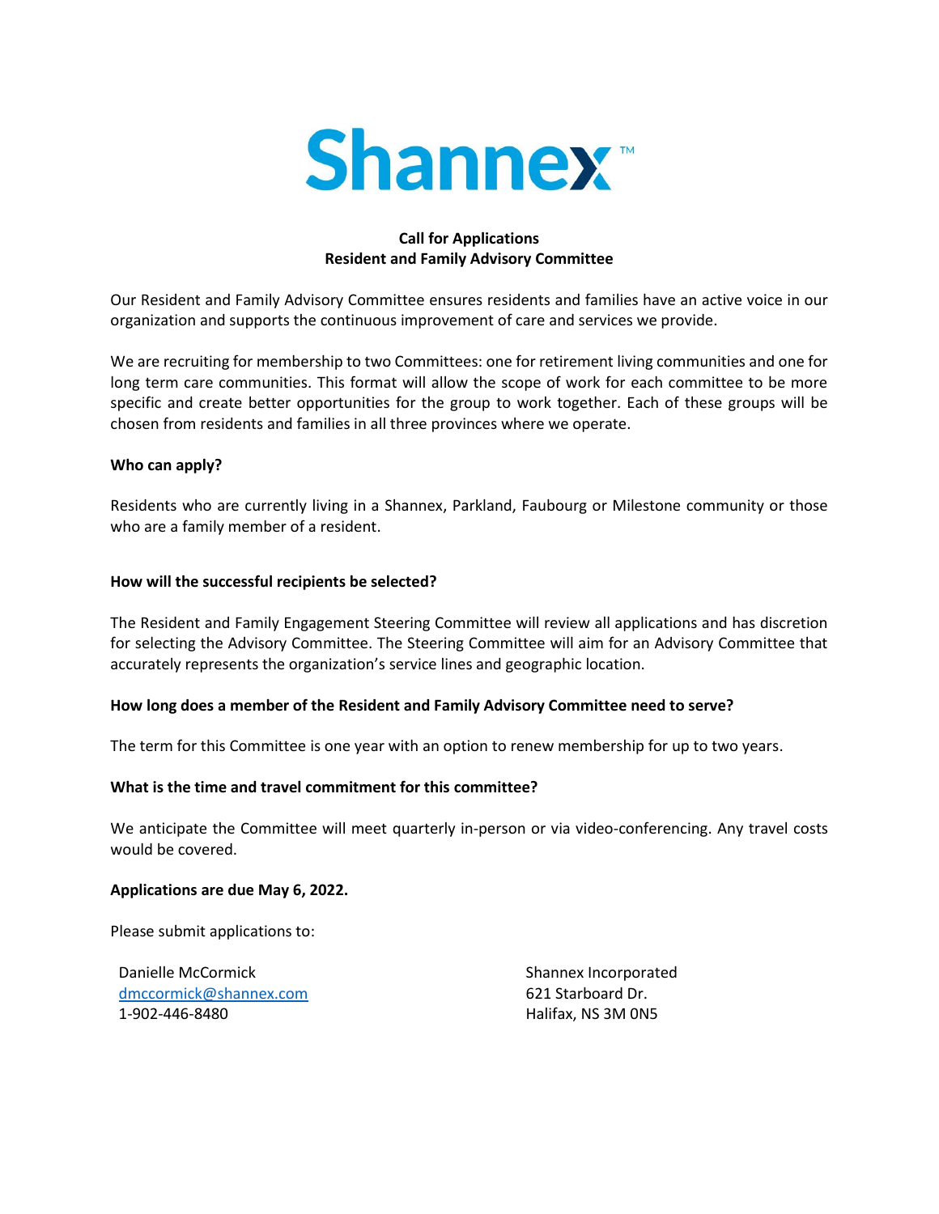Shannex™

**Call for Applications**
**Resident and Family Advisory Committee**

Our Resident and Family Advisory Committee ensures residents and families have an active voice in our organization and supports the continuous improvement of care and services we provide.

We are recruiting for membership to two Committees: one for retirement living communities and one for long term care communities. This format will allow the scope of work for each committee to be more specific and create better opportunities for the group to work together. Each of these groups will be chosen from residents and families in all three provinces where we operate.

**Who can apply?**

Residents who are currently living in a Shannex, Parkland, Faubourg or Milestone community or those who are a family member of a resident.

**How will the successful recipients be selected?**

The Resident and Family Engagement Steering Committee will review all applications and has discretion for selecting the Advisory Committee. The Steering Committee will aim for an Advisory Committee that accurately represents the organization's service lines and geographic location.

**How long does a member of the Resident and Family Advisory Committee need to serve?**

The term for this Committee is one year with an option to renew membership for up to two years.

**What is the time and travel commitment for this committee?**

We anticipate the Committee will meet quarterly in-person or via video-conferencing. Any travel costs would be covered.

**Applications are due May 6, 2022.**

Please submit applications to:

Danielle McCormick
dmccormick@shannex.com
1-902-446-8480

Shannex Incorporated
621 Starboard Dr.
Halifax, NS 3M 0N5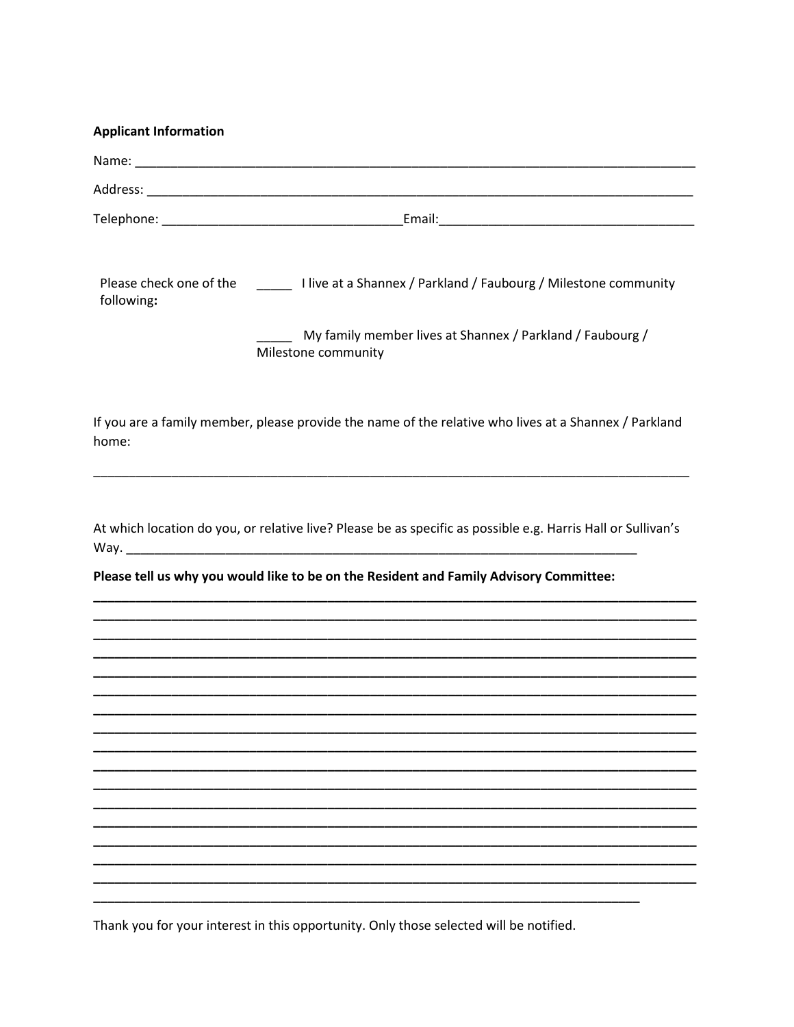**Applicant Information**

Name: ____________________________________________________________________________

Address: __________________________________________________________________________

Telephone: _________________________________Email:___________________________________

Please check one of the following**:**

_____ I live at a Shannex / Parkland / Faubourg / Milestone community

_____ My family member lives at Shannex / Parkland / Faubourg / Milestone community

If you are a family member, please provide the name of the relative who lives at a Shannex / Parkland home:

_______________________________________________________________________________

At which location do you, or relative live? Please be as specific as possible e.g. Harris Hall or Sullivan's Way. ________________________________________________________________________

**Please tell us why you would like to be on the Resident and Family Advisory Committee:**

_______________________________________________________________________________
_______________________________________________________________________________
_______________________________________________________________________________
_______________________________________________________________________________
_______________________________________________________________________________
_______________________________________________________________________________
_______________________________________________________________________________
_______________________________________________________________________________
_______________________________________________________________________________
_______________________________________________________________________________
_______________________________________________________________________________
_______________________________________________________________________________
_______________________________________________________________________________
_______________________________________________________________________________
_______________________________________________________________________________
_______________________________________________________________________________
_________________________________________________________________________

Thank you for your interest in this opportunity. Only those selected will be notified.